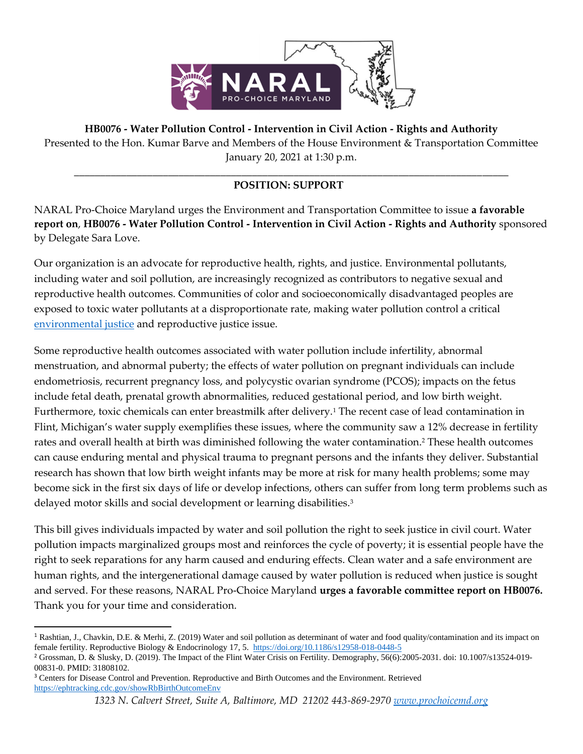**HB0076 - Water Pollution Control - Intervention in Civil Action - Rights and Authority**

Presented to the Hon. Kumar Barve and Members of the House Environment & Transportation Committee

January 20, 2021 at 1:30 p.m.

---

**POSITION: SUPPORT**

NARAL Pro-Choice Maryland urges the Environment and Transportation Committee to issue **a favorable report on**, **HB0076 - Water Pollution Control - Intervention in Civil Action - Rights and Authority** sponsored by Delegate Sara Love.

Our organization is an advocate for reproductive health, rights, and justice. Environmental pollutants, including water and soil pollution, are increasingly recognized as contributors to negative sexual and reproductive health outcomes. Communities of color and socioeconomically disadvantaged peoples are exposed to toxic water pollutants at a disproportionate rate, making water pollution control a critical environmental justice and reproductive justice issue.

Some reproductive health outcomes associated with water pollution include infertility, abnormal menstruation, and abnormal puberty; the effects of water pollution on pregnant individuals can include endometriosis, recurrent pregnancy loss, and polycystic ovarian syndrome (PCOS); impacts on the fetus include fetal death, prenatal growth abnormalities, reduced gestational period, and low birth weight. Furthermore, toxic chemicals can enter breastmilk after delivery.[1] The recent case of lead contamination in Flint, Michigan's water supply exemplifies these issues, where the community saw a 12% decrease in fertility rates and overall health at birth was diminished following the water contamination.[2] These health outcomes can cause enduring mental and physical trauma to pregnant persons and the infants they deliver. Substantial research has shown that low birth weight infants may be more at risk for many health problems; some may become sick in the first six days of life or develop infections, others can suffer from long term problems such as delayed motor skills and social development or learning disabilities.[3]

This bill gives individuals impacted by water and soil pollution the right to seek justice in civil court. Water pollution impacts marginalized groups most and reinforces the cycle of poverty; it is essential people have the right to seek reparations for any harm caused and enduring effects. Clean water and a safe environment are human rights, and the intergenerational damage caused by water pollution is reduced when justice is sought and served. For these reasons, NARAL Pro-Choice Maryland **urges a favorable committee report on HB0076.** Thank you for your time and consideration.

---

[1] Rashtian, J., Chavkin, D.E. & Merhi, Z. (2019) Water and soil pollution as determinant of water and food quality/contamination and its impact on female fertility. Reproductive Biology & Endocrinology 17, 5. https://doi.org/10.1186/s12958-018-0448-5

[2] Grossman, D. & Slusky, D. (2019). The Impact of the Flint Water Crisis on Fertility. Demography, 56(6):2005-2031. doi: 10.1007/s13524-019-00831-0. PMID: 31808102.

[3] Centers for Disease Control and Prevention. Reproductive and Birth Outcomes and the Environment. Retrieved https://ephtracking.cdc.gov/showRbBirthOutcomeEnv

*1323 N. Calvert Street, Suite A, Baltimore, MD 21202 443-869-2970 www.prochoicemd.org*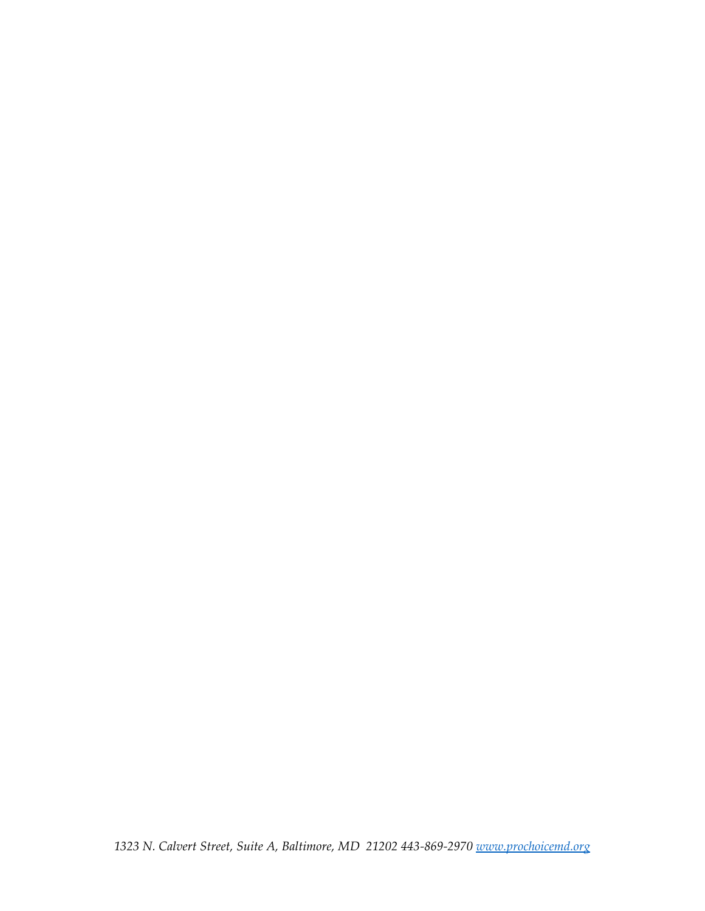*1323 N. Calvert Street, Suite A, Baltimore, MD 21202 443-869-2970 [www.prochoicemd.org](http://www.prochoicemd.org)*